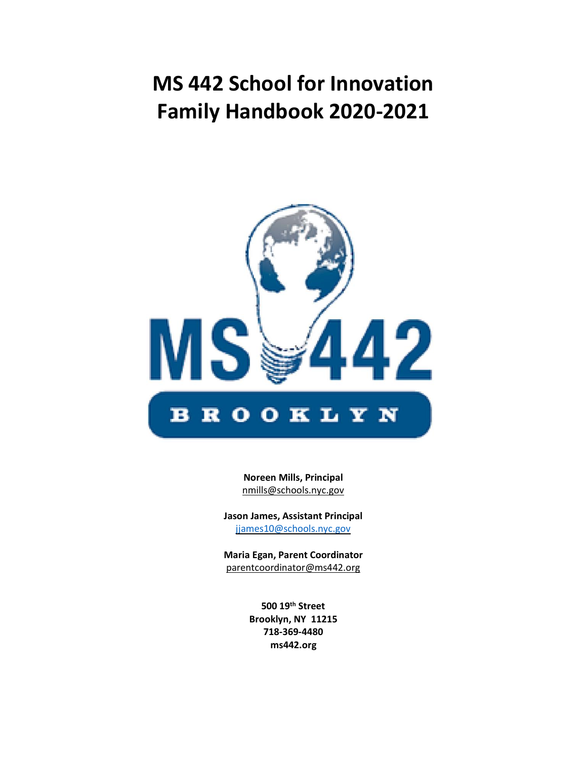# MS 442 School for Innovation
# Family Handbook 2020-2021

**Noreen Mills, Principal**
nmills@schools.nyc.gov

**Jason James, Assistant Principal**
jjames10@schools.nyc.gov

**Maria Egan, Parent Coordinator**
parentcoordinator@ms442.org

**500 19th Street**
**Brooklyn, NY 11215**
**718-369-4480**
**ms442.org**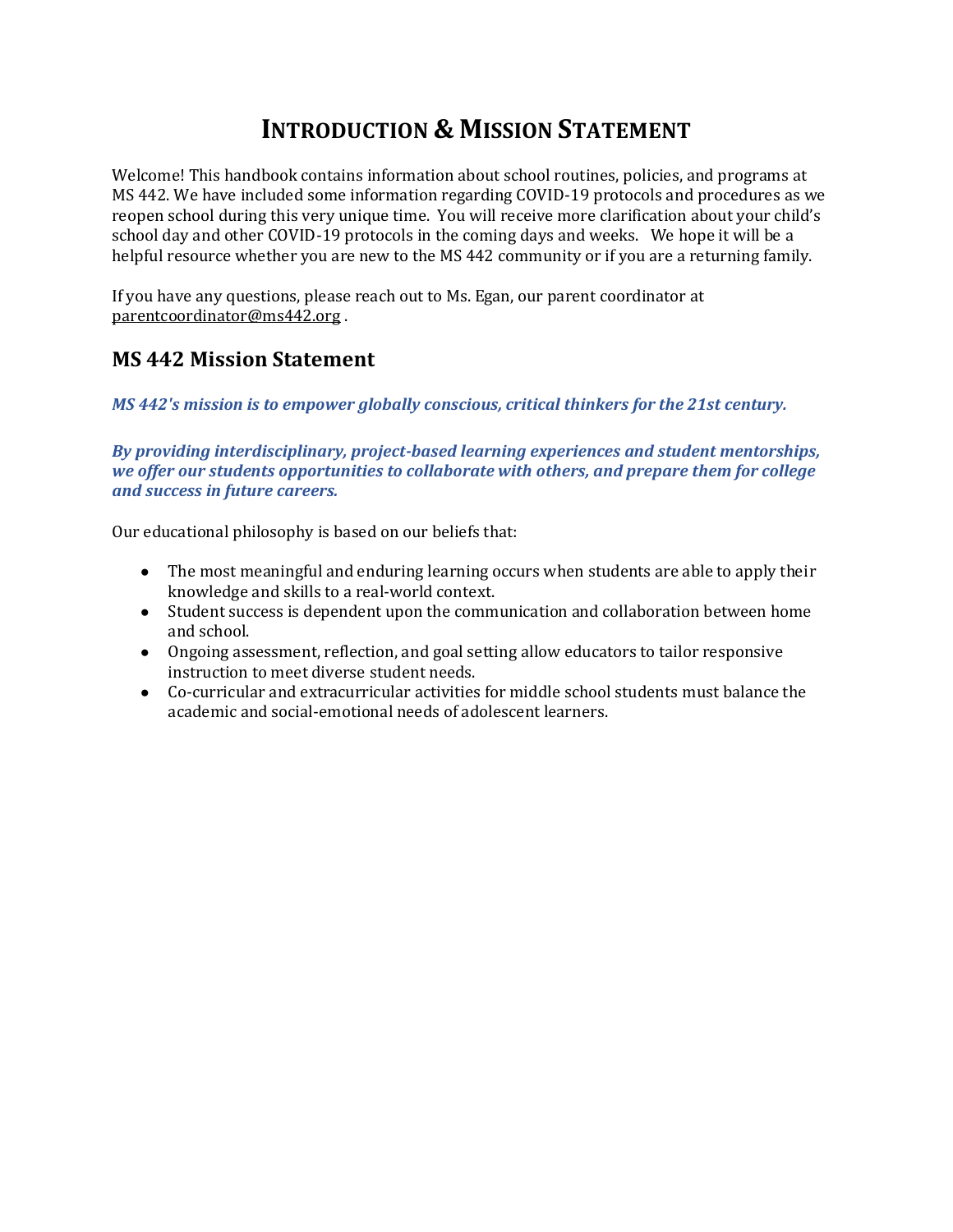# INTRODUCTION & MISSION STATEMENT

Welcome! This handbook contains information about school routines, policies, and programs at MS 442. We have included some information regarding COVID-19 protocols and procedures as we reopen school during this very unique time. You will receive more clarification about your child's school day and other COVID-19 protocols in the coming days and weeks. We hope it will be a helpful resource whether you are new to the MS 442 community or if you are a returning family.

If you have any questions, please reach out to Ms. Egan, our parent coordinator at parentcoordinator@ms442.org .

## MS 442 Mission Statement

***MS 442's mission is to empower globally conscious, critical thinkers for the 21st century.***

***By providing interdisciplinary, project-based learning experiences and student mentorships, we offer our students opportunities to collaborate with others, and prepare them for college and success in future careers.***

Our educational philosophy is based on our beliefs that:

- The most meaningful and enduring learning occurs when students are able to apply their knowledge and skills to a real-world context.
- Student success is dependent upon the communication and collaboration between home and school.
- Ongoing assessment, reflection, and goal setting allow educators to tailor responsive instruction to meet diverse student needs.
- Co-curricular and extracurricular activities for middle school students must balance the academic and social-emotional needs of adolescent learners.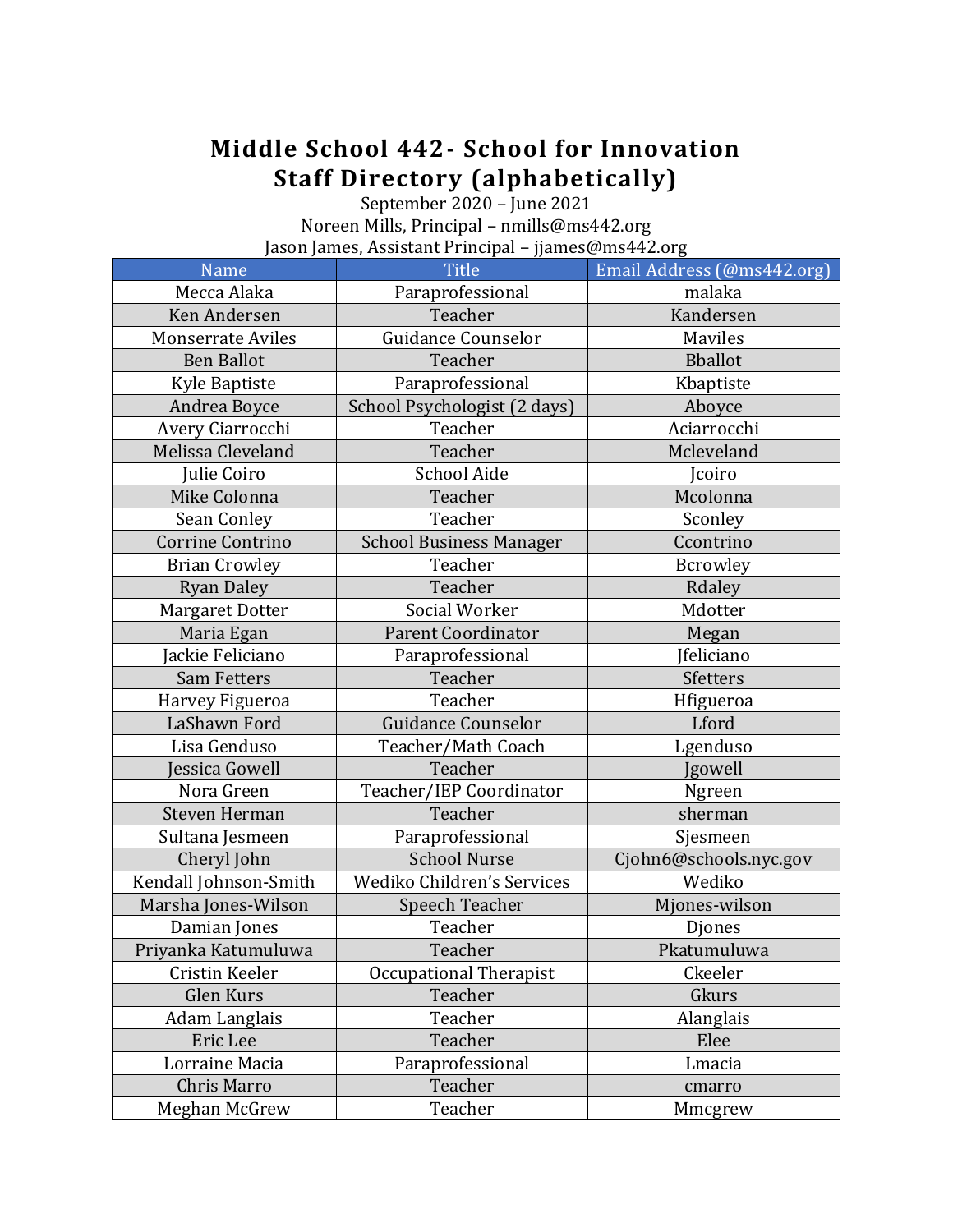# Middle School 442- School for Innovation
# Staff Directory (alphabetically)

September 2020 – June 2021

Noreen Mills, Principal – nmills@ms442.org

Jason James, Assistant Principal – jjames@ms442.org

| Name | Title | Email Address (@ms442.org) |
|---|---|---|
| Mecca Alaka | Paraprofessional | malaka |
| Ken Andersen | Teacher | Kandersen |
| Monserrate Aviles | Guidance Counselor | Maviles |
| Ben Ballot | Teacher | Bballot |
| Kyle Baptiste | Paraprofessional | Kbaptiste |
| Andrea Boyce | School Psychologist (2 days) | Aboyce |
| Avery Ciarrocchi | Teacher | Aciarrocchi |
| Melissa Cleveland | Teacher | Mcleveland |
| Julie Coiro | School Aide | Jcoiro |
| Mike Colonna | Teacher | Mcolonna |
| Sean Conley | Teacher | Sconley |
| Corrine Contrino | School Business Manager | Ccontrino |
| Brian Crowley | Teacher | Bcrowley |
| Ryan Daley | Teacher | Rdaley |
| Margaret Dotter | Social Worker | Mdotter |
| Maria Egan | Parent Coordinator | Megan |
| Jackie Feliciano | Paraprofessional | Jfeliciano |
| Sam Fetters | Teacher | Sfetters |
| Harvey Figueroa | Teacher | Hfigueroa |
| LaShawn Ford | Guidance Counselor | Lford |
| Lisa Genduso | Teacher/Math Coach | Lgenduso |
| Jessica Gowell | Teacher | Jgowell |
| Nora Green | Teacher/IEP Coordinator | Ngreen |
| Steven Herman | Teacher | sherman |
| Sultana Jesmeen | Paraprofessional | Sjesmeen |
| Cheryl John | School Nurse | Cjohn6@schools.nyc.gov |
| Kendall Johnson-Smith | Wediko Children's Services | Wediko |
| Marsha Jones-Wilson | Speech Teacher | Mjones-wilson |
| Damian Jones | Teacher | Djones |
| Priyanka Katumuluwa | Teacher | Pkatumuluwa |
| Cristin Keeler | Occupational Therapist | Ckeeler |
| Glen Kurs | Teacher | Gkurs |
| Adam Langlais | Teacher | Alanglais |
| Eric Lee | Teacher | Elee |
| Lorraine Macia | Paraprofessional | Lmacia |
| Chris Marro | Teacher | cmarro |
| Meghan McGrew | Teacher | Mmcgrew |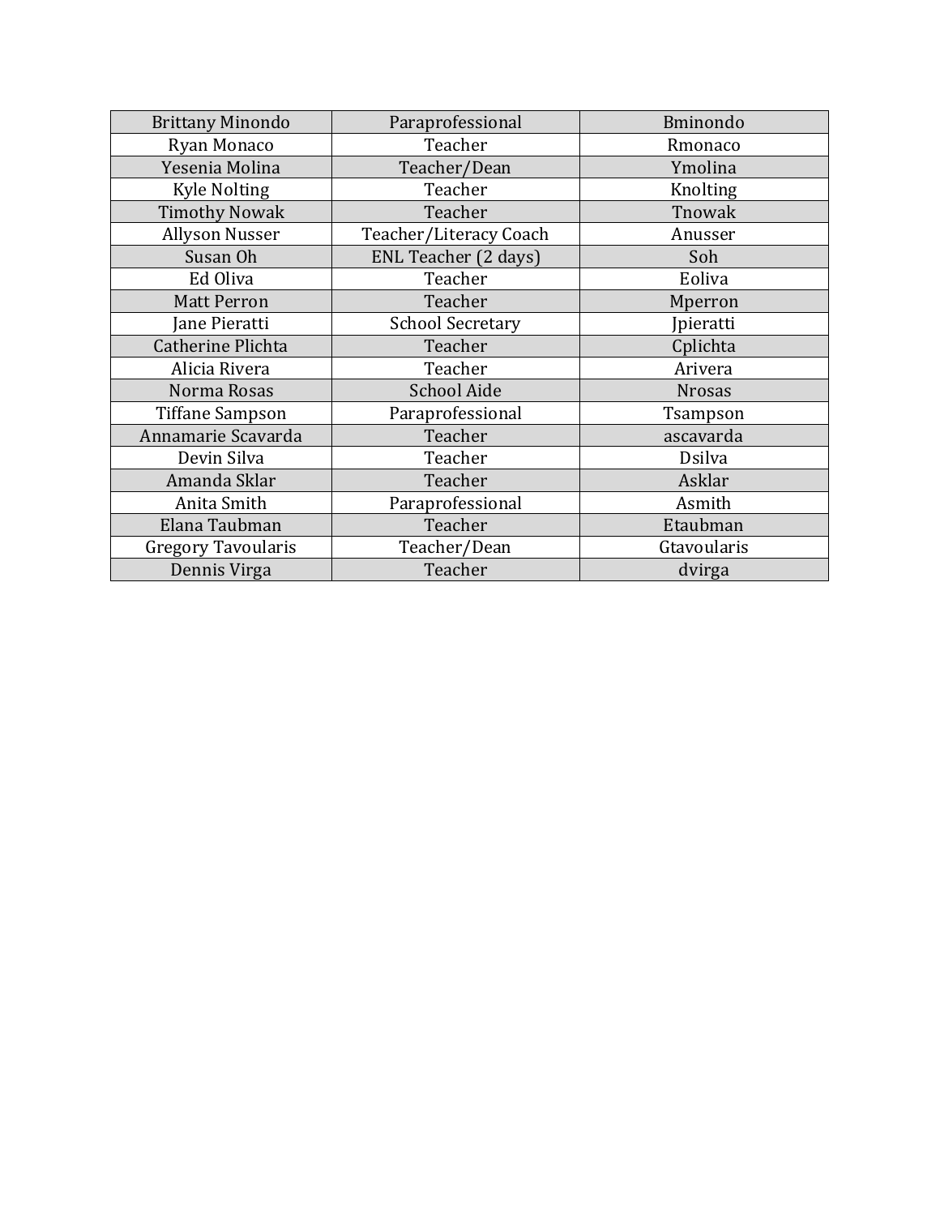| | | |
|---|---|---|
| Brittany Minondo | Paraprofessional | Bminondo |
| Ryan Monaco | Teacher | Rmonaco |
| Yesenia Molina | Teacher/Dean | Ymolina |
| Kyle Nolting | Teacher | Knolting |
| Timothy Nowak | Teacher | Tnowak |
| Allyson Nusser | Teacher/Literacy Coach | Anusser |
| Susan Oh | ENL Teacher (2 days) | Soh |
| Ed Oliva | Teacher | Eoliva |
| Matt Perron | Teacher | Mperron |
| Jane Pieratti | School Secretary | Jpieratti |
| Catherine Plichta | Teacher | Cplichta |
| Alicia Rivera | Teacher | Arivera |
| Norma Rosas | School Aide | Nrosas |
| Tiffane Sampson | Paraprofessional | Tsampson |
| Annamarie Scavarda | Teacher | ascavarda |
| Devin Silva | Teacher | Dsilva |
| Amanda Sklar | Teacher | Asklar |
| Anita Smith | Paraprofessional | Asmith |
| Elana Taubman | Teacher | Etaubman |
| Gregory Tavoularis | Teacher/Dean | Gtavoularis |
| Dennis Virga | Teacher | dvirga |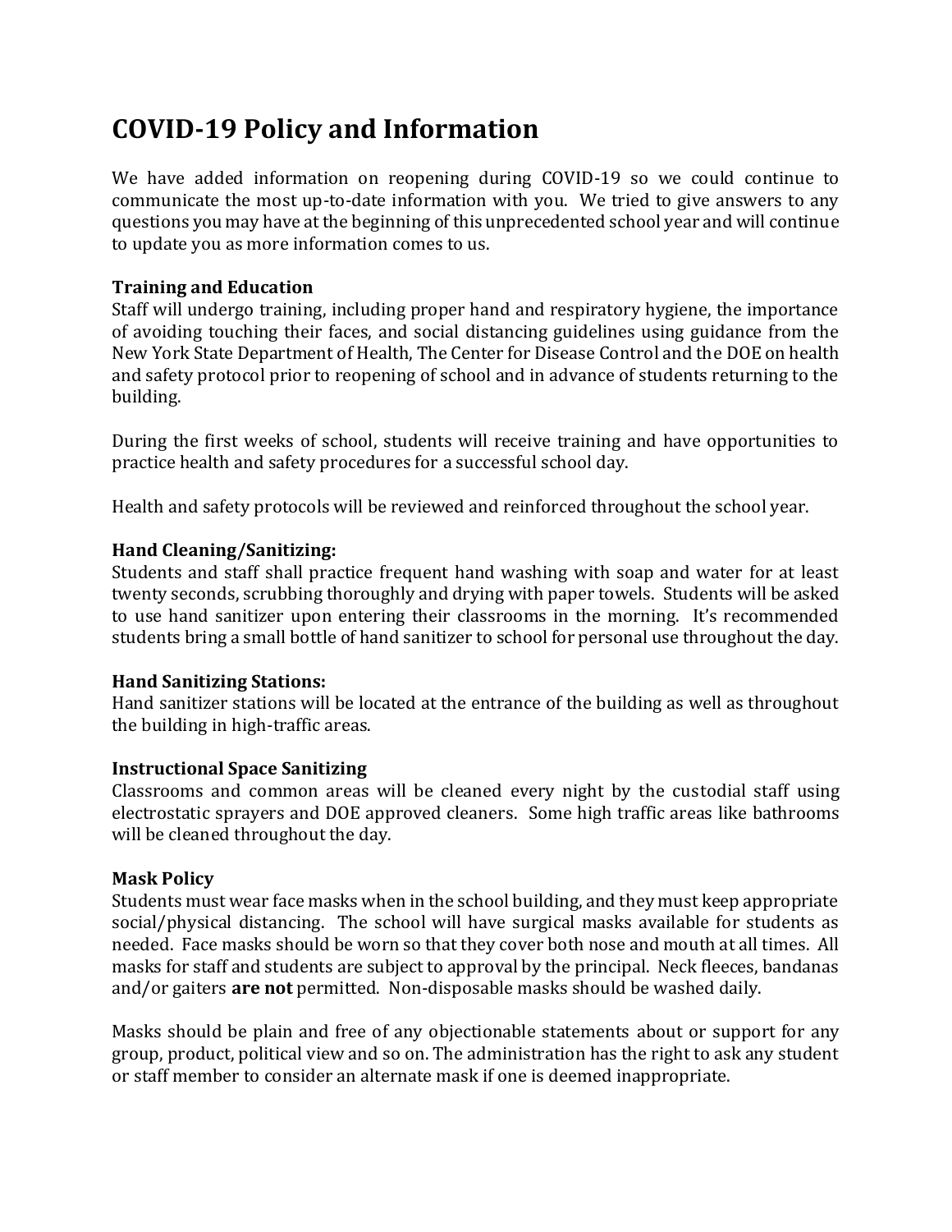# COVID-19 Policy and Information

We have added information on reopening during COVID-19 so we could continue to communicate the most up-to-date information with you. We tried to give answers to any questions you may have at the beginning of this unprecedented school year and will continue to update you as more information comes to us.

**Training and Education**
Staff will undergo training, including proper hand and respiratory hygiene, the importance of avoiding touching their faces, and social distancing guidelines using guidance from the New York State Department of Health, The Center for Disease Control and the DOE on health and safety protocol prior to reopening of school and in advance of students returning to the building.

During the first weeks of school, students will receive training and have opportunities to practice health and safety procedures for a successful school day.

Health and safety protocols will be reviewed and reinforced throughout the school year.

**Hand Cleaning/Sanitizing:**
Students and staff shall practice frequent hand washing with soap and water for at least twenty seconds, scrubbing thoroughly and drying with paper towels. Students will be asked to use hand sanitizer upon entering their classrooms in the morning. It's recommended students bring a small bottle of hand sanitizer to school for personal use throughout the day.

**Hand Sanitizing Stations:**
Hand sanitizer stations will be located at the entrance of the building as well as throughout the building in high-traffic areas.

**Instructional Space Sanitizing**
Classrooms and common areas will be cleaned every night by the custodial staff using electrostatic sprayers and DOE approved cleaners. Some high traffic areas like bathrooms will be cleaned throughout the day.

**Mask Policy**
Students must wear face masks when in the school building, and they must keep appropriate social/physical distancing. The school will have surgical masks available for students as needed. Face masks should be worn so that they cover both nose and mouth at all times. All masks for staff and students are subject to approval by the principal. Neck fleeces, bandanas and/or gaiters **are not** permitted. Non-disposable masks should be washed daily.

Masks should be plain and free of any objectionable statements about or support for any group, product, political view and so on. The administration has the right to ask any student or staff member to consider an alternate mask if one is deemed inappropriate.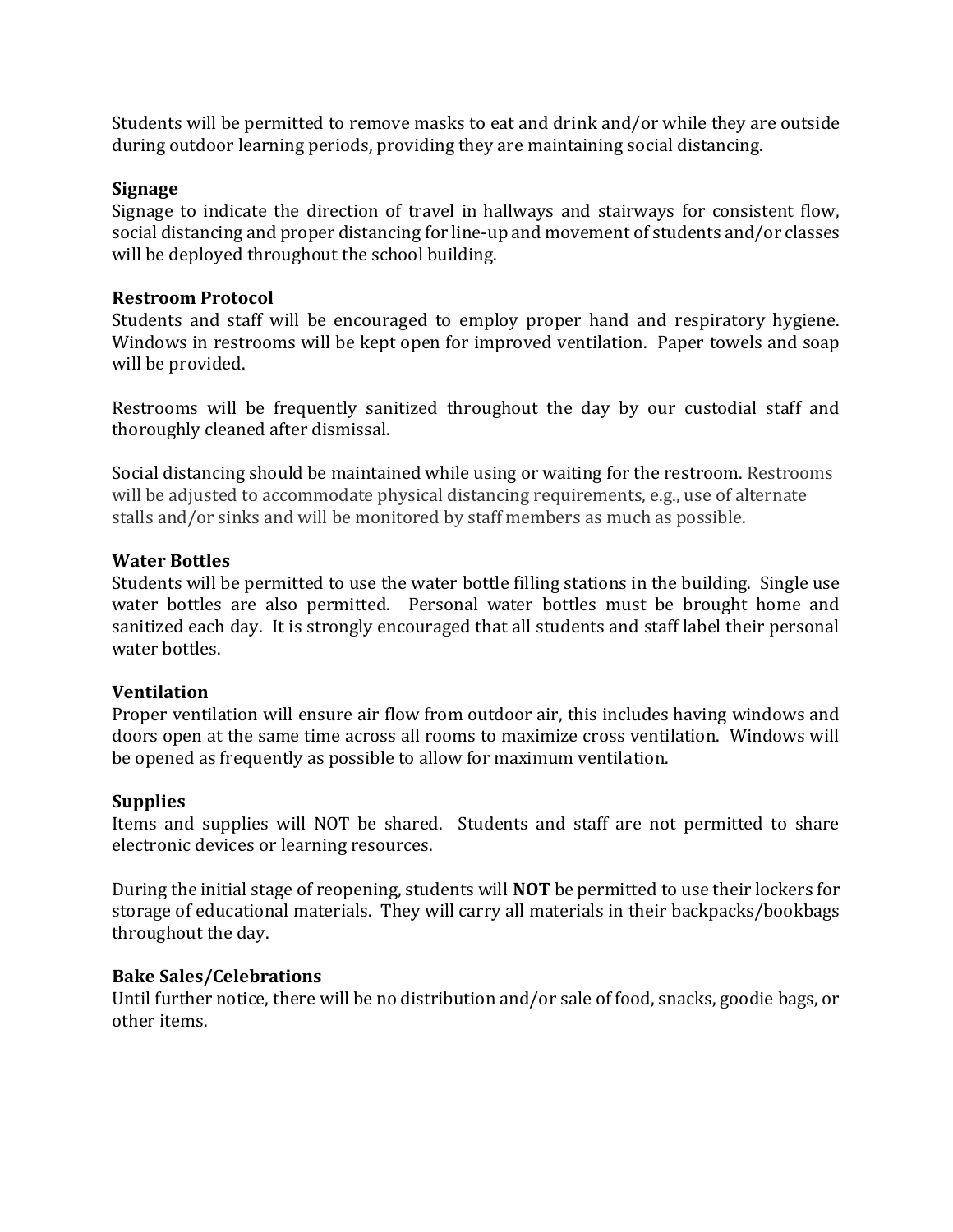Students will be permitted to remove masks to eat and drink and/or while they are outside during outdoor learning periods, providing they are maintaining social distancing.

**Signage**

Signage to indicate the direction of travel in hallways and stairways for consistent flow, social distancing and proper distancing for line-up and movement of students and/or classes will be deployed throughout the school building.

**Restroom Protocol**

Students and staff will be encouraged to employ proper hand and respiratory hygiene. Windows in restrooms will be kept open for improved ventilation. Paper towels and soap will be provided.

Restrooms will be frequently sanitized throughout the day by our custodial staff and thoroughly cleaned after dismissal.

Social distancing should be maintained while using or waiting for the restroom. Restrooms will be adjusted to accommodate physical distancing requirements, e.g., use of alternate stalls and/or sinks and will be monitored by staff members as much as possible.

**Water Bottles**

Students will be permitted to use the water bottle filling stations in the building. Single use water bottles are also permitted. Personal water bottles must be brought home and sanitized each day. It is strongly encouraged that all students and staff label their personal water bottles.

**Ventilation**

Proper ventilation will ensure air flow from outdoor air, this includes having windows and doors open at the same time across all rooms to maximize cross ventilation. Windows will be opened as frequently as possible to allow for maximum ventilation.

**Supplies**

Items and supplies will NOT be shared. Students and staff are not permitted to share electronic devices or learning resources.

During the initial stage of reopening, students will **NOT** be permitted to use their lockers for storage of educational materials. They will carry all materials in their backpacks/bookbags throughout the day.

**Bake Sales/Celebrations**

Until further notice, there will be no distribution and/or sale of food, snacks, goodie bags, or other items.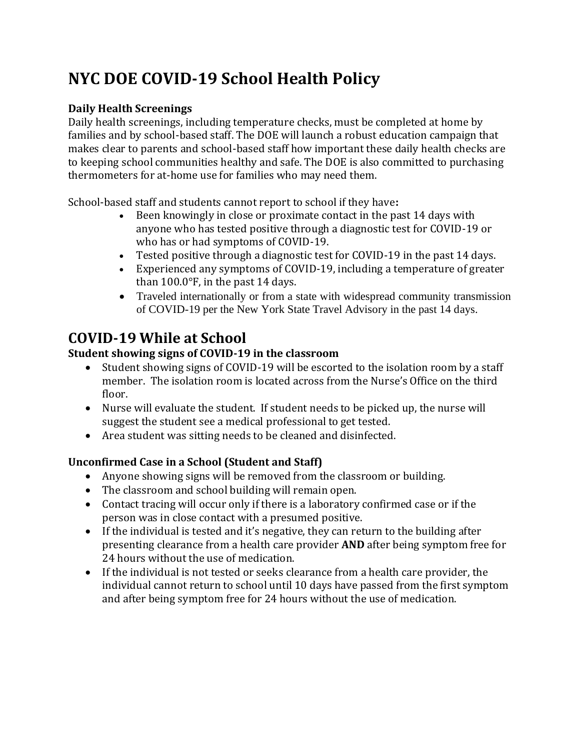# NYC DOE COVID-19 School Health Policy

### Daily Health Screenings

Daily health screenings, including temperature checks, must be completed at home by families and by school-based staff. The DOE will launch a robust education campaign that makes clear to parents and school-based staff how important these daily health checks are to keeping school communities healthy and safe. The DOE is also committed to purchasing thermometers for at-home use for families who may need them.

School-based staff and students cannot report to school if they have**:**

- Been knowingly in close or proximate contact in the past 14 days with anyone who has tested positive through a diagnostic test for COVID-19 or who has or had symptoms of COVID-19.
- Tested positive through a diagnostic test for COVID-19 in the past 14 days.
- Experienced any symptoms of COVID-19, including a temperature of greater than 100.0°F, in the past 14 days.
- Traveled internationally or from a state with widespread community transmission of COVID-19 per the New York State Travel Advisory in the past 14 days.

## COVID-19 While at School

### Student showing signs of COVID-19 in the classroom

- Student showing signs of COVID-19 will be escorted to the isolation room by a staff member. The isolation room is located across from the Nurse's Office on the third floor.
- Nurse will evaluate the student. If student needs to be picked up, the nurse will suggest the student see a medical professional to get tested.
- Area student was sitting needs to be cleaned and disinfected.

### Unconfirmed Case in a School (Student and Staff)

- Anyone showing signs will be removed from the classroom or building.
- The classroom and school building will remain open.
- Contact tracing will occur only if there is a laboratory confirmed case or if the person was in close contact with a presumed positive.
- If the individual is tested and it's negative, they can return to the building after presenting clearance from a health care provider **AND** after being symptom free for 24 hours without the use of medication.
- If the individual is not tested or seeks clearance from a health care provider, the individual cannot return to school until 10 days have passed from the first symptom and after being symptom free for 24 hours without the use of medication.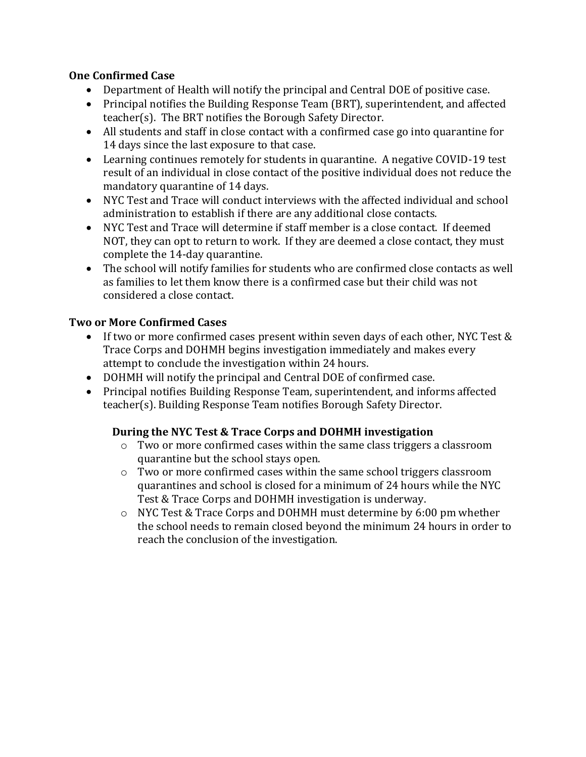**One Confirmed Case**

- Department of Health will notify the principal and Central DOE of positive case.
- Principal notifies the Building Response Team (BRT), superintendent, and affected teacher(s). The BRT notifies the Borough Safety Director.
- All students and staff in close contact with a confirmed case go into quarantine for 14 days since the last exposure to that case.
- Learning continues remotely for students in quarantine. A negative COVID-19 test result of an individual in close contact of the positive individual does not reduce the mandatory quarantine of 14 days.
- NYC Test and Trace will conduct interviews with the affected individual and school administration to establish if there are any additional close contacts.
- NYC Test and Trace will determine if staff member is a close contact. If deemed NOT, they can opt to return to work. If they are deemed a close contact, they must complete the 14-day quarantine.
- The school will notify families for students who are confirmed close contacts as well as families to let them know there is a confirmed case but their child was not considered a close contact.

**Two or More Confirmed Cases**

- If two or more confirmed cases present within seven days of each other, NYC Test & Trace Corps and DOHMH begins investigation immediately and makes every attempt to conclude the investigation within 24 hours.
- DOHMH will notify the principal and Central DOE of confirmed case.
- Principal notifies Building Response Team, superintendent, and informs affected teacher(s). Building Response Team notifies Borough Safety Director.

**During the NYC Test & Trace Corps and DOHMH investigation**

- Two or more confirmed cases within the same class triggers a classroom quarantine but the school stays open.
- Two or more confirmed cases within the same school triggers classroom quarantines and school is closed for a minimum of 24 hours while the NYC Test & Trace Corps and DOHMH investigation is underway.
- NYC Test & Trace Corps and DOHMH must determine by 6:00 pm whether the school needs to remain closed beyond the minimum 24 hours in order to reach the conclusion of the investigation.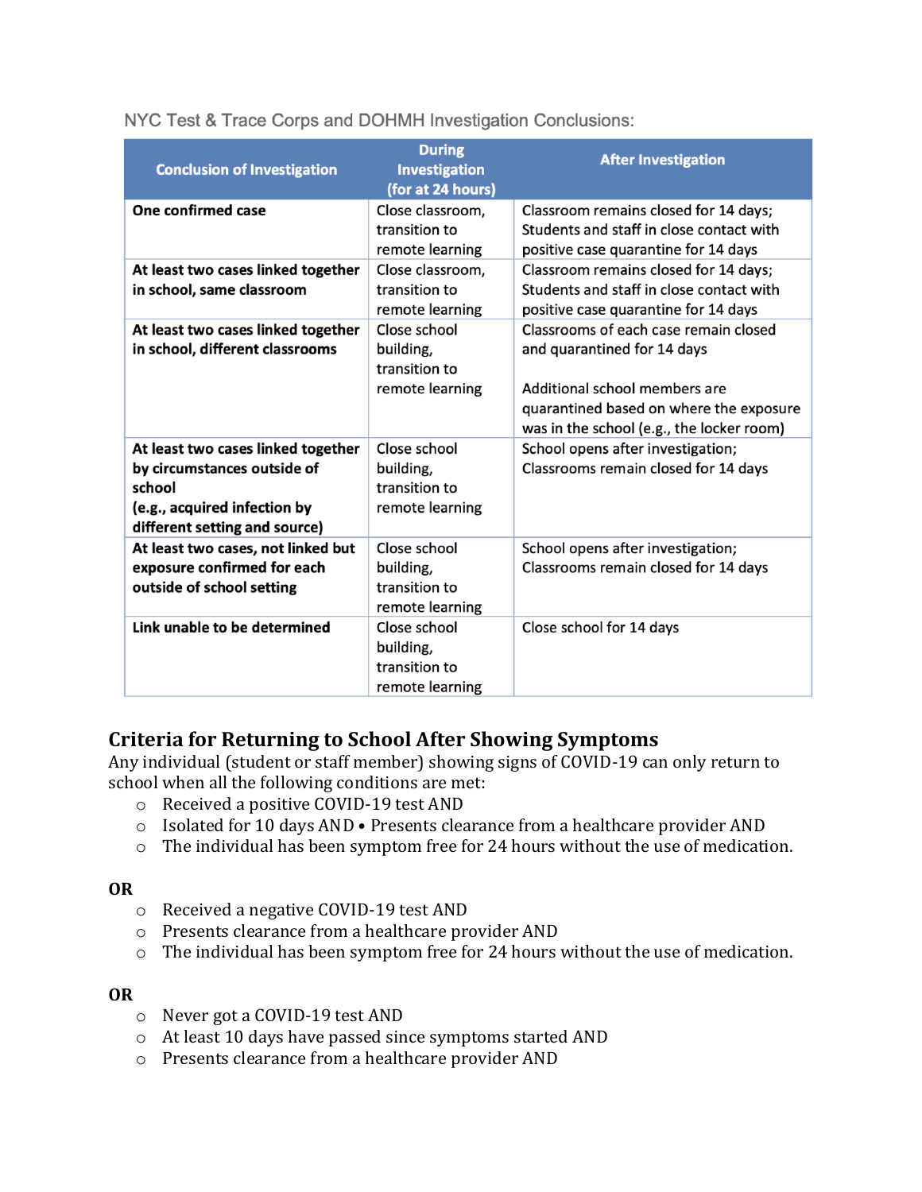NYC Test & Trace Corps and DOHMH Investigation Conclusions:

| Conclusion of Investigation | During Investigation (for at 24 hours) | After Investigation |
|---|---|---|
| **One confirmed case** | Close classroom, transition to remote learning | Classroom remains closed for 14 days; Students and staff in close contact with positive case quarantine for 14 days |
| **At least two cases linked together in school, same classroom** | Close classroom, transition to remote learning | Classroom remains closed for 14 days; Students and staff in close contact with positive case quarantine for 14 days |
| **At least two cases linked together in school, different classrooms** | Close school building, transition to remote learning | Classrooms of each case remain closed and quarantined for 14 days<br><br>Additional school members are quarantined based on where the exposure was in the school (e.g., the locker room) |
| **At least two cases linked together by circumstances outside of school (e.g., acquired infection by different setting and source)** | Close school building, transition to remote learning | School opens after investigation; Classrooms remain closed for 14 days |
| **At least two cases, not linked but exposure confirmed for each outside of school setting** | Close school building, transition to remote learning | School opens after investigation; Classrooms remain closed for 14 days |
| **Link unable to be determined** | Close school building, transition to remote learning | Close school for 14 days |

## Criteria for Returning to School After Showing Symptoms

Any individual (student or staff member) showing signs of COVID-19 can only return to school when all the following conditions are met:

- Received a positive COVID-19 test AND
- Isolated for 10 days AND • Presents clearance from a healthcare provider AND
- The individual has been symptom free for 24 hours without the use of medication.

**OR**

- Received a negative COVID-19 test AND
- Presents clearance from a healthcare provider AND
- The individual has been symptom free for 24 hours without the use of medication.

**OR**

- Never got a COVID-19 test AND
- At least 10 days have passed since symptoms started AND
- Presents clearance from a healthcare provider AND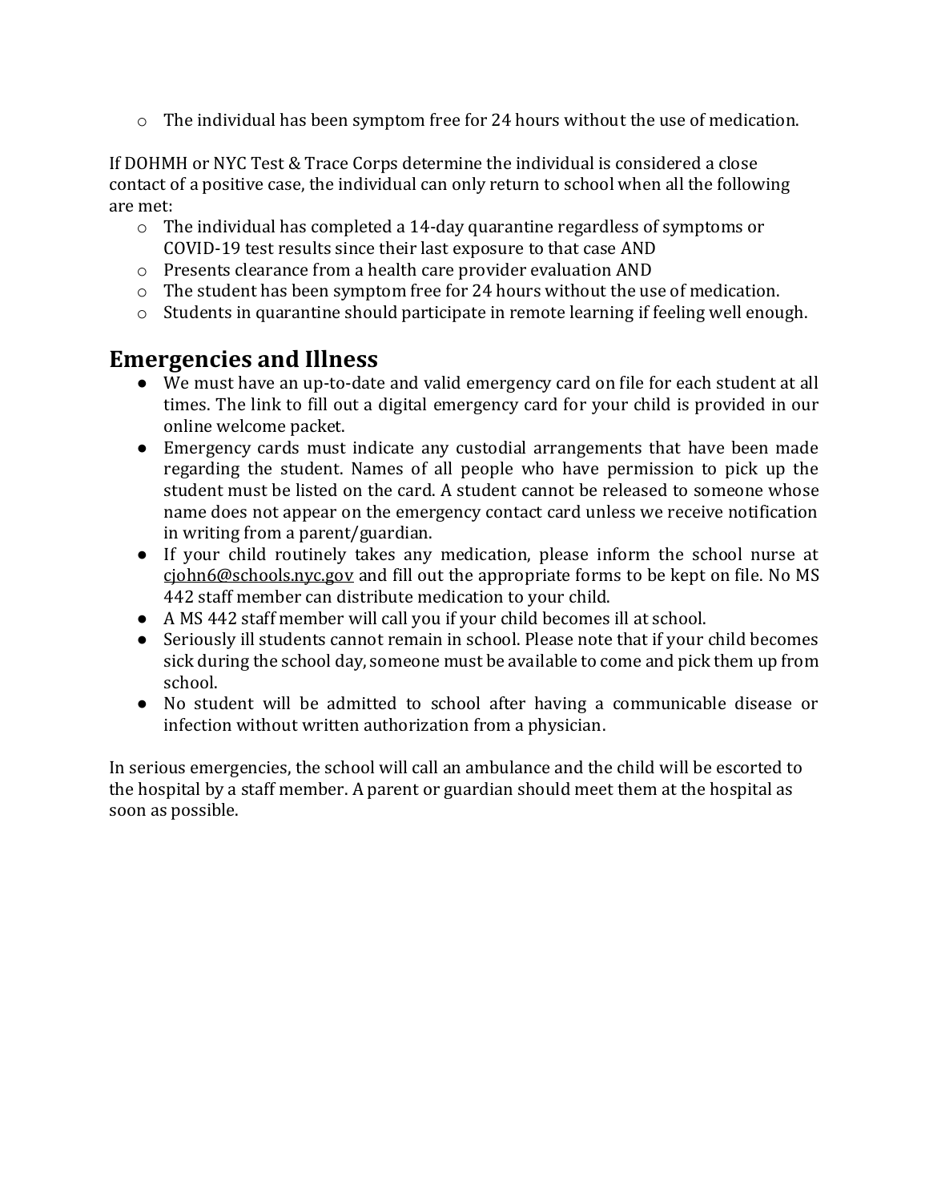- The individual has been symptom free for 24 hours without the use of medication.

If DOHMH or NYC Test & Trace Corps determine the individual is considered a close contact of a positive case, the individual can only return to school when all the following are met:

- The individual has completed a 14-day quarantine regardless of symptoms or COVID-19 test results since their last exposure to that case AND
- Presents clearance from a health care provider evaluation AND
- The student has been symptom free for 24 hours without the use of medication.
- Students in quarantine should participate in remote learning if feeling well enough.

## Emergencies and Illness

- We must have an up-to-date and valid emergency card on file for each student at all times. The link to fill out a digital emergency card for your child is provided in our online welcome packet.
- Emergency cards must indicate any custodial arrangements that have been made regarding the student. Names of all people who have permission to pick up the student must be listed on the card. A student cannot be released to someone whose name does not appear on the emergency contact card unless we receive notification in writing from a parent/guardian.
- If your child routinely takes any medication, please inform the school nurse at cjohn6@schools.nyc.gov and fill out the appropriate forms to be kept on file. No MS 442 staff member can distribute medication to your child.
- A MS 442 staff member will call you if your child becomes ill at school.
- Seriously ill students cannot remain in school. Please note that if your child becomes sick during the school day, someone must be available to come and pick them up from school.
- No student will be admitted to school after having a communicable disease or infection without written authorization from a physician.

In serious emergencies, the school will call an ambulance and the child will be escorted to the hospital by a staff member. A parent or guardian should meet them at the hospital as soon as possible.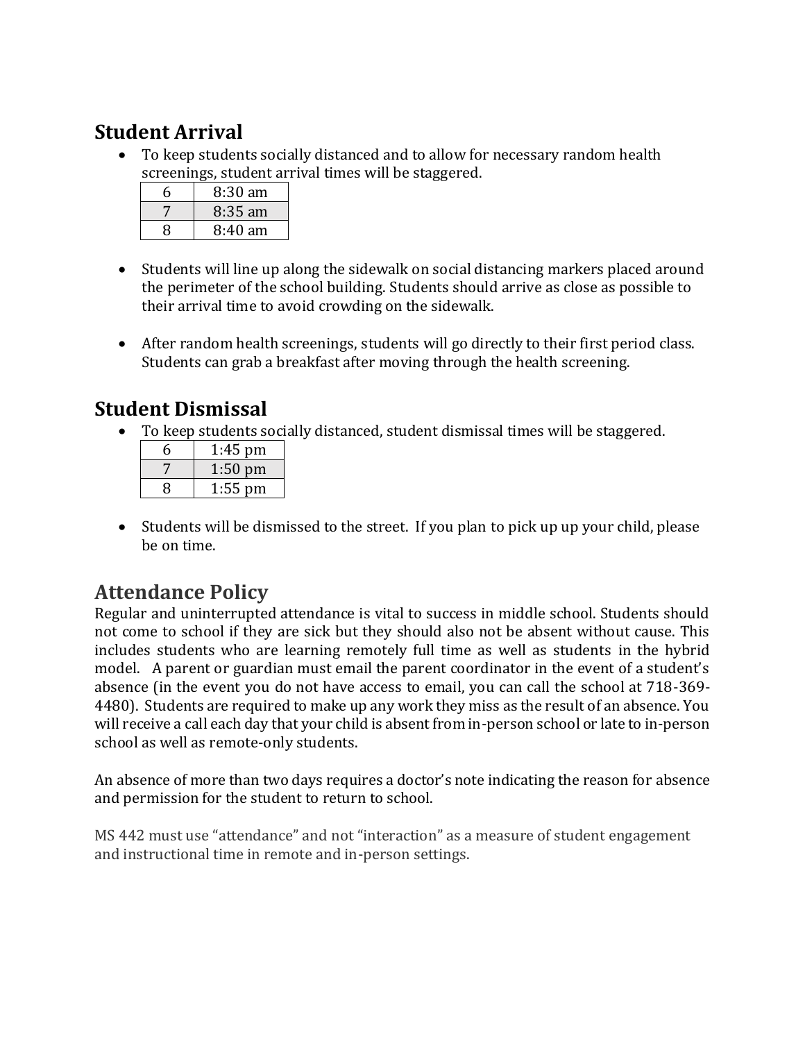## Student Arrival

- To keep students socially distanced and to allow for necessary random health screenings, student arrival times will be staggered.

| | |
|---|---|
| 6 | 8:30 am |
| 7 | 8:35 am |
| 8 | 8:40 am |

- Students will line up along the sidewalk on social distancing markers placed around the perimeter of the school building. Students should arrive as close as possible to their arrival time to avoid crowding on the sidewalk.

- After random health screenings, students will go directly to their first period class. Students can grab a breakfast after moving through the health screening.

## Student Dismissal

- To keep students socially distanced, student dismissal times will be staggered.

| | |
|---|---|
| 6 | 1:45 pm |
| 7 | 1:50 pm |
| 8 | 1:55 pm |

- Students will be dismissed to the street. If you plan to pick up up your child, please be on time.

## Attendance Policy

Regular and uninterrupted attendance is vital to success in middle school. Students should not come to school if they are sick but they should also not be absent without cause. This includes students who are learning remotely full time as well as students in the hybrid model. A parent or guardian must email the parent coordinator in the event of a student's absence (in the event you do not have access to email, you can call the school at 718-369-4480). Students are required to make up any work they miss as the result of an absence. You will receive a call each day that your child is absent from in-person school or late to in-person school as well as remote-only students.

An absence of more than two days requires a doctor's note indicating the reason for absence and permission for the student to return to school.

MS 442 must use "attendance" and not "interaction" as a measure of student engagement and instructional time in remote and in-person settings.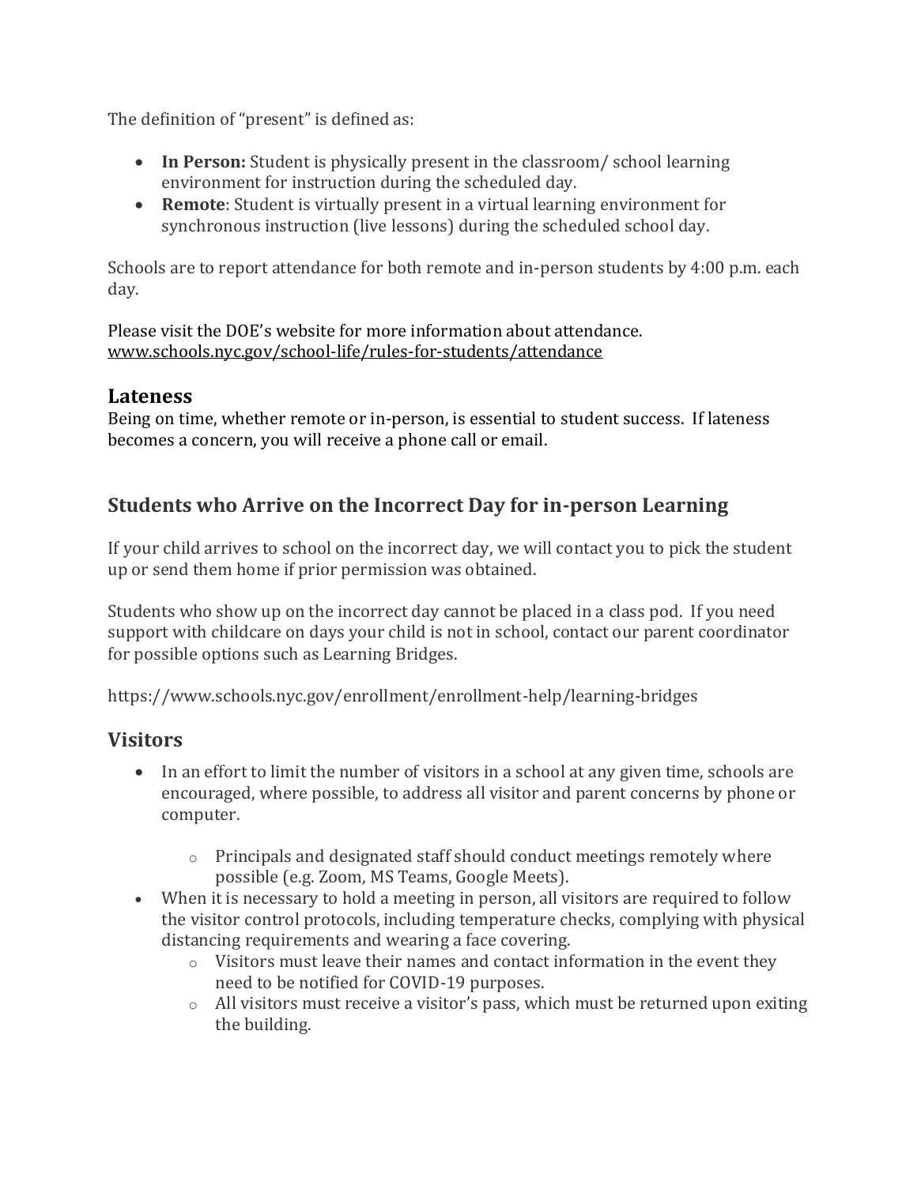The definition of "present" is defined as:

- **In Person:** Student is physically present in the classroom/ school learning environment for instruction during the scheduled day.
- **Remote**: Student is virtually present in a virtual learning environment for synchronous instruction (live lessons) during the scheduled school day.

Schools are to report attendance for both remote and in-person students by 4:00 p.m. each day.

Please visit the DOE's website for more information about attendance.
www.schools.nyc.gov/school-life/rules-for-students/attendance

## Lateness

Being on time, whether remote or in-person, is essential to student success. If lateness becomes a concern, you will receive a phone call or email.

## Students who Arrive on the Incorrect Day for in-person Learning

If your child arrives to school on the incorrect day, we will contact you to pick the student up or send them home if prior permission was obtained.

Students who show up on the incorrect day cannot be placed in a class pod. If you need support with childcare on days your child is not in school, contact our parent coordinator for possible options such as Learning Bridges.

https://www.schools.nyc.gov/enrollment/enrollment-help/learning-bridges

## Visitors

- In an effort to limit the number of visitors in a school at any given time, schools are encouraged, where possible, to address all visitor and parent concerns by phone or computer.
    - Principals and designated staff should conduct meetings remotely where possible (e.g. Zoom, MS Teams, Google Meets).
- When it is necessary to hold a meeting in person, all visitors are required to follow the visitor control protocols, including temperature checks, complying with physical distancing requirements and wearing a face covering.
    - Visitors must leave their names and contact information in the event they need to be notified for COVID-19 purposes.
    - All visitors must receive a visitor's pass, which must be returned upon exiting the building.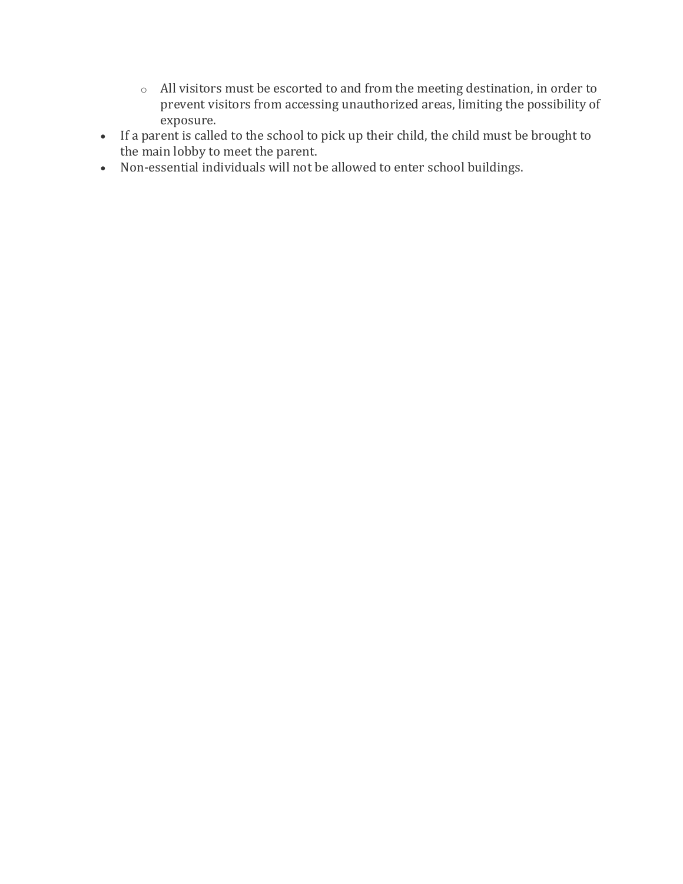- All visitors must be escorted to and from the meeting destination, in order to prevent visitors from accessing unauthorized areas, limiting the possibility of exposure.
- If a parent is called to the school to pick up their child, the child must be brought to the main lobby to meet the parent.
- Non-essential individuals will not be allowed to enter school buildings.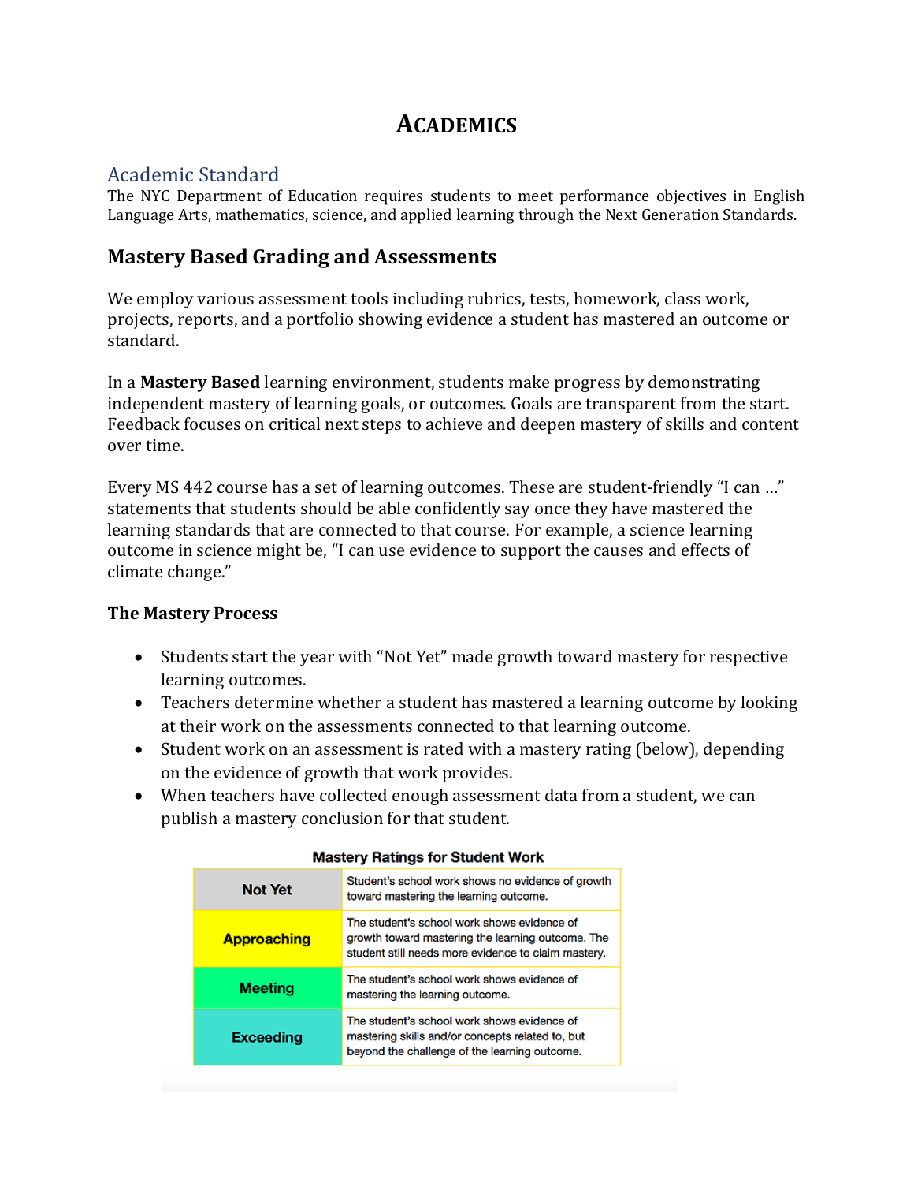# ACADEMICS

## Academic Standard

The NYC Department of Education requires students to meet performance objectives in English Language Arts, mathematics, science, and applied learning through the Next Generation Standards.

## Mastery Based Grading and Assessments

We employ various assessment tools including rubrics, tests, homework, class work, projects, reports, and a portfolio showing evidence a student has mastered an outcome or standard.

In a **Mastery Based** learning environment, students make progress by demonstrating independent mastery of learning goals, or outcomes. Goals are transparent from the start. Feedback focuses on critical next steps to achieve and deepen mastery of skills and content over time.

Every MS 442 course has a set of learning outcomes. These are student-friendly "I can ..." statements that students should be able confidently say once they have mastered the learning standards that are connected to that course. For example, a science learning outcome in science might be, "I can use evidence to support the causes and effects of climate change."

### The Mastery Process

- Students start the year with "Not Yet" made growth toward mastery for respective learning outcomes.
- Teachers determine whether a student has mastered a learning outcome by looking at their work on the assessments connected to that learning outcome.
- Student work on an assessment is rated with a mastery rating (below), depending on the evidence of growth that work provides.
- When teachers have collected enough assessment data from a student, we can publish a mastery conclusion for that student.

**Mastery Ratings for Student Work**

| | |
|---|---|
| **Not Yet** | Student's school work shows no evidence of growth toward mastering the learning outcome. |
| **Approaching** | The student's school work shows evidence of growth toward mastering the learning outcome. The student still needs more evidence to claim mastery. |
| **Meeting** | The student's school work shows evidence of mastering the learning outcome. |
| **Exceeding** | The student's school work shows evidence of mastering skills and/or concepts related to, but beyond the challenge of the learning outcome. |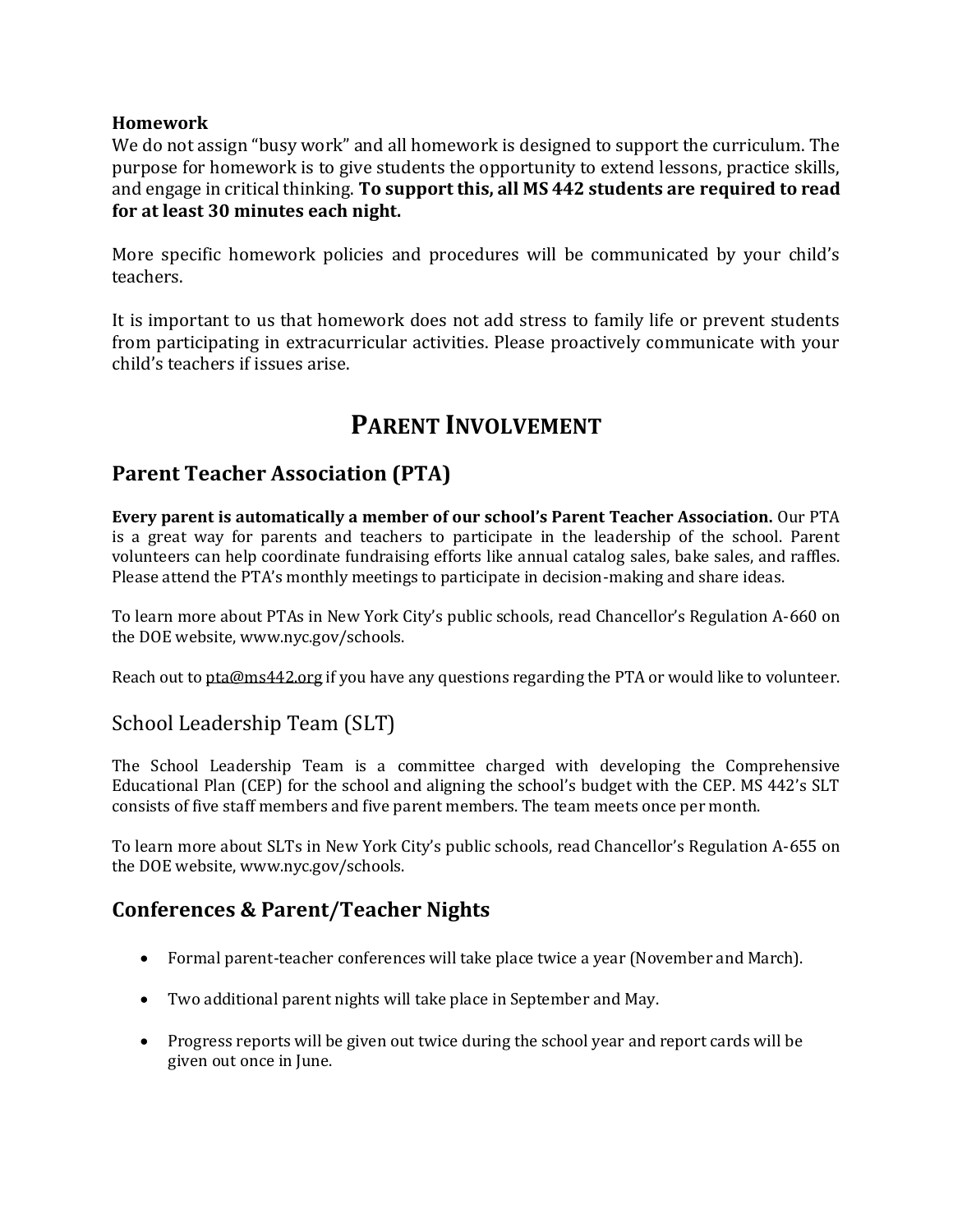**Homework**

We do not assign "busy work" and all homework is designed to support the curriculum. The purpose for homework is to give students the opportunity to extend lessons, practice skills, and engage in critical thinking. **To support this, all MS 442 students are required to read for at least 30 minutes each night.**

More specific homework policies and procedures will be communicated by your child's teachers.

It is important to us that homework does not add stress to family life or prevent students from participating in extracurricular activities. Please proactively communicate with your child's teachers if issues arise.

# Parent Involvement

## Parent Teacher Association (PTA)

**Every parent is automatically a member of our school's Parent Teacher Association.** Our PTA is a great way for parents and teachers to participate in the leadership of the school. Parent volunteers can help coordinate fundraising efforts like annual catalog sales, bake sales, and raffles. Please attend the PTA's monthly meetings to participate in decision-making and share ideas.

To learn more about PTAs in New York City's public schools, read Chancellor's Regulation A-660 on the DOE website, www.nyc.gov/schools.

Reach out to pta@ms442.org if you have any questions regarding the PTA or would like to volunteer.

## School Leadership Team (SLT)

The School Leadership Team is a committee charged with developing the Comprehensive Educational Plan (CEP) for the school and aligning the school's budget with the CEP. MS 442's SLT consists of five staff members and five parent members. The team meets once per month.

To learn more about SLTs in New York City's public schools, read Chancellor's Regulation A-655 on the DOE website, www.nyc.gov/schools.

## Conferences & Parent/Teacher Nights

- Formal parent-teacher conferences will take place twice a year (November and March).
- Two additional parent nights will take place in September and May.
- Progress reports will be given out twice during the school year and report cards will be given out once in June.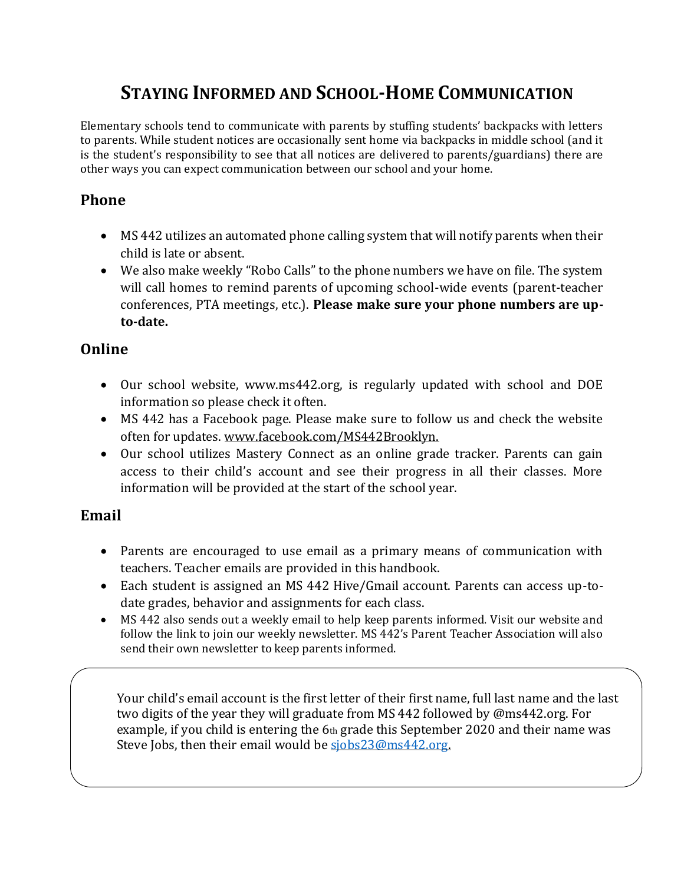# STAYING INFORMED AND SCHOOL-HOME COMMUNICATION

Elementary schools tend to communicate with parents by stuffing students' backpacks with letters to parents. While student notices are occasionally sent home via backpacks in middle school (and it is the student's responsibility to see that all notices are delivered to parents/guardians) there are other ways you can expect communication between our school and your home.

## Phone

- MS 442 utilizes an automated phone calling system that will notify parents when their child is late or absent.
- We also make weekly "Robo Calls" to the phone numbers we have on file. The system will call homes to remind parents of upcoming school-wide events (parent-teacher conferences, PTA meetings, etc.). **Please make sure your phone numbers are up-to-date.**

## Online

- Our school website, www.ms442.org, is regularly updated with school and DOE information so please check it often.
- MS 442 has a Facebook page. Please make sure to follow us and check the website often for updates. www.facebook.com/MS442Brooklyn.
- Our school utilizes Mastery Connect as an online grade tracker. Parents can gain access to their child's account and see their progress in all their classes. More information will be provided at the start of the school year.

## Email

- Parents are encouraged to use email as a primary means of communication with teachers. Teacher emails are provided in this handbook.
- Each student is assigned an MS 442 Hive/Gmail account. Parents can access up-to-date grades, behavior and assignments for each class.
- MS 442 also sends out a weekly email to help keep parents informed. Visit our website and follow the link to join our weekly newsletter. MS 442's Parent Teacher Association will also send their own newsletter to keep parents informed.

Your child's email account is the first letter of their first name, full last name and the last two digits of the year they will graduate from MS 442 followed by @ms442.org. For example, if you child is entering the 6th grade this September 2020 and their name was Steve Jobs, then their email would be sjobs23@ms442.org.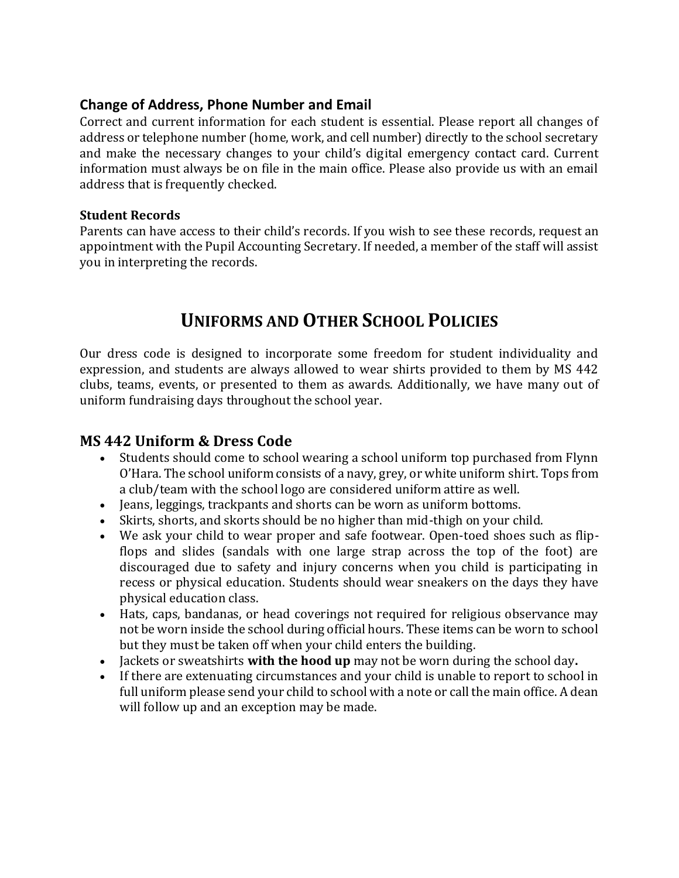### Change of Address, Phone Number and Email

Correct and current information for each student is essential. Please report all changes of address or telephone number (home, work, and cell number) directly to the school secretary and make the necessary changes to your child's digital emergency contact card. Current information must always be on file in the main office. Please also provide us with an email address that is frequently checked.

**Student Records**

Parents can have access to their child's records. If you wish to see these records, request an appointment with the Pupil Accounting Secretary. If needed, a member of the staff will assist you in interpreting the records.

# UNIFORMS AND OTHER SCHOOL POLICIES

Our dress code is designed to incorporate some freedom for student individuality and expression, and students are always allowed to wear shirts provided to them by MS 442 clubs, teams, events, or presented to them as awards. Additionally, we have many out of uniform fundraising days throughout the school year.

## MS 442 Uniform & Dress Code

- Students should come to school wearing a school uniform top purchased from Flynn O'Hara. The school uniform consists of a navy, grey, or white uniform shirt. Tops from a club/team with the school logo are considered uniform attire as well.
- Jeans, leggings, trackpants and shorts can be worn as uniform bottoms.
- Skirts, shorts, and skorts should be no higher than mid-thigh on your child.
- We ask your child to wear proper and safe footwear. Open-toed shoes such as flip-flops and slides (sandals with one large strap across the top of the foot) are discouraged due to safety and injury concerns when you child is participating in recess or physical education. Students should wear sneakers on the days they have physical education class.
- Hats, caps, bandanas, or head coverings not required for religious observance may not be worn inside the school during official hours. These items can be worn to school but they must be taken off when your child enters the building.
- Jackets or sweatshirts **with the hood up** may not be worn during the school day**.**
- If there are extenuating circumstances and your child is unable to report to school in full uniform please send your child to school with a note or call the main office. A dean will follow up and an exception may be made.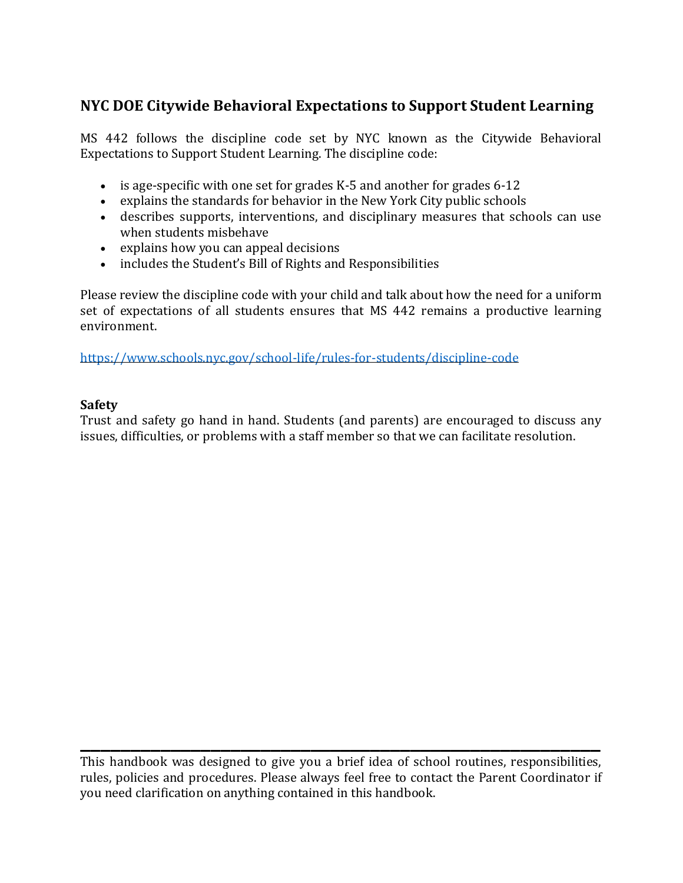## NYC DOE Citywide Behavioral Expectations to Support Student Learning

MS 442 follows the discipline code set by NYC known as the Citywide Behavioral Expectations to Support Student Learning. The discipline code:

- is age-specific with one set for grades K-5 and another for grades 6-12
- explains the standards for behavior in the New York City public schools
- describes supports, interventions, and disciplinary measures that schools can use when students misbehave
- explains how you can appeal decisions
- includes the Student's Bill of Rights and Responsibilities

Please review the discipline code with your child and talk about how the need for a uniform set of expectations of all students ensures that MS 442 remains a productive learning environment.

https://www.schools.nyc.gov/school-life/rules-for-students/discipline-code

**Safety**
Trust and safety go hand in hand. Students (and parents) are encouraged to discuss any issues, difficulties, or problems with a staff member so that we can facilitate resolution.

---

This handbook was designed to give you a brief idea of school routines, responsibilities, rules, policies and procedures. Please always feel free to contact the Parent Coordinator if you need clarification on anything contained in this handbook.